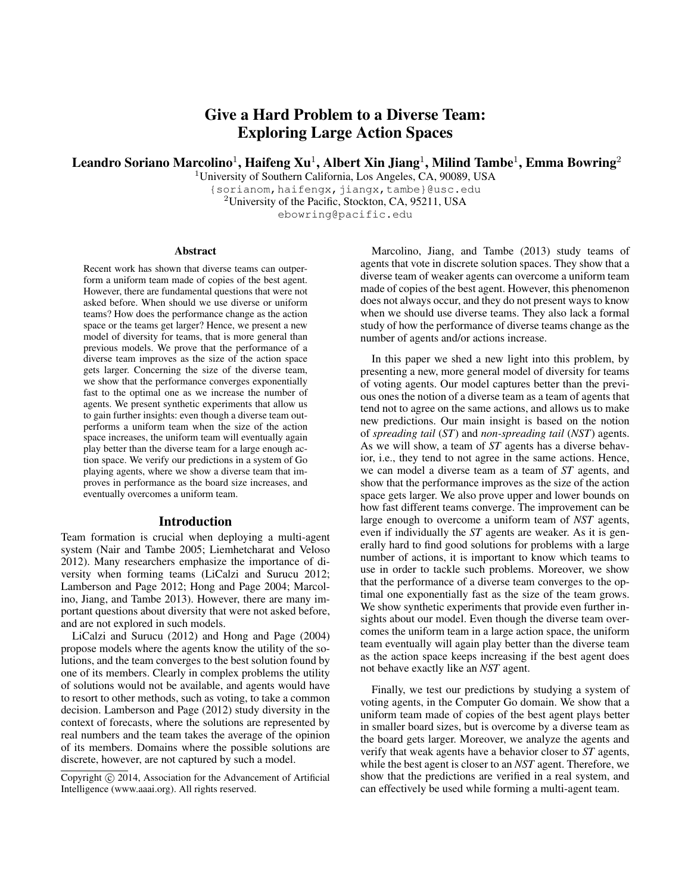# Give a Hard Problem to a Diverse Team: Exploring Large Action Spaces

**Leandro Soriano Marcolino[1], Haifeng Xu[1], Albert Xin Jiang[1], Milind Tambe[1], Emma Bowring[2]**

[1]University of Southern California, Los Angeles, CA, 90089, USA
{sorianom,haifengx,jiangx,tambe}@usc.edu
[2]University of the Pacific, Stockton, CA, 95211, USA
ebowring@pacific.edu

## Abstract

Recent work has shown that diverse teams can outperform a uniform team made of copies of the best agent. However, there are fundamental questions that were not asked before. When should we use diverse or uniform teams? How does the performance change as the action space or the teams get larger? Hence, we present a new model of diversity for teams, that is more general than previous models. We prove that the performance of a diverse team improves as the size of the action space gets larger. Concerning the size of the diverse team, we show that the performance converges exponentially fast to the optimal one as we increase the number of agents. We present synthetic experiments that allow us to gain further insights: even though a diverse team outperforms a uniform team when the size of the action space increases, the uniform team will eventually again play better than the diverse team for a large enough action space. We verify our predictions in a system of Go playing agents, where we show a diverse team that improves in performance as the board size increases, and eventually overcomes a uniform team.

## Introduction

Team formation is crucial when deploying a multi-agent system (Nair and Tambe 2005; Liemhetcharat and Veloso 2012). Many researchers emphasize the importance of diversity when forming teams (LiCalzi and Surucu 2012; Lamberson and Page 2012; Hong and Page 2004; Marcolino, Jiang, and Tambe 2013). However, there are many important questions about diversity that were not asked before, and are not explored in such models.

LiCalzi and Surucu (2012) and Hong and Page (2004) propose models where the agents know the utility of the solutions, and the team converges to the best solution found by one of its members. Clearly in complex problems the utility of solutions would not be available, and agents would have to resort to other methods, such as voting, to take a common decision. Lamberson and Page (2012) study diversity in the context of forecasts, where the solutions are represented by real numbers and the team takes the average of the opinion of its members. Domains where the possible solutions are discrete, however, are not captured by such a model.

Marcolino, Jiang, and Tambe (2013) study teams of agents that vote in discrete solution spaces. They show that a diverse team of weaker agents can overcome a uniform team made of copies of the best agent. However, this phenomenon does not always occur, and they do not present ways to know when we should use diverse teams. They also lack a formal study of how the performance of diverse teams change as the number of agents and/or actions increase.

In this paper we shed a new light into this problem, by presenting a new, more general model of diversity for teams of voting agents. Our model captures better than the previous ones the notion of a diverse team as a team of agents that tend not to agree on the same actions, and allows us to make new predictions. Our main insight is based on the notion of *spreading tail* (*ST*) and *non-spreading tail* (*NST*) agents. As we will show, a team of *ST* agents has a diverse behavior, i.e., they tend to not agree in the same actions. Hence, we can model a diverse team as a team of *ST* agents, and show that the performance improves as the size of the action space gets larger. We also prove upper and lower bounds on how fast different teams converge. The improvement can be large enough to overcome a uniform team of *NST* agents, even if individually the *ST* agents are weaker. As it is generally hard to find good solutions for problems with a large number of actions, it is important to know which teams to use in order to tackle such problems. Moreover, we show that the performance of a diverse team converges to the optimal one exponentially fast as the size of the team grows. We show synthetic experiments that provide even further insights about our model. Even though the diverse team overcomes the uniform team in a large action space, the uniform team eventually will again play better than the diverse team as the action space keeps increasing if the best agent does not behave exactly like an *NST* agent.

Finally, we test our predictions by studying a system of voting agents, in the Computer Go domain. We show that a uniform team made of copies of the best agent plays better in smaller board sizes, but is overcome by a diverse team as the board gets larger. Moreover, we analyze the agents and verify that weak agents have a behavior closer to *ST* agents, while the best agent is closer to an *NST* agent. Therefore, we show that the predictions are verified in a real system, and can effectively be used while forming a multi-agent team.

Copyright © 2014, Association for the Advancement of Artificial Intelligence (www.aaai.org). All rights reserved.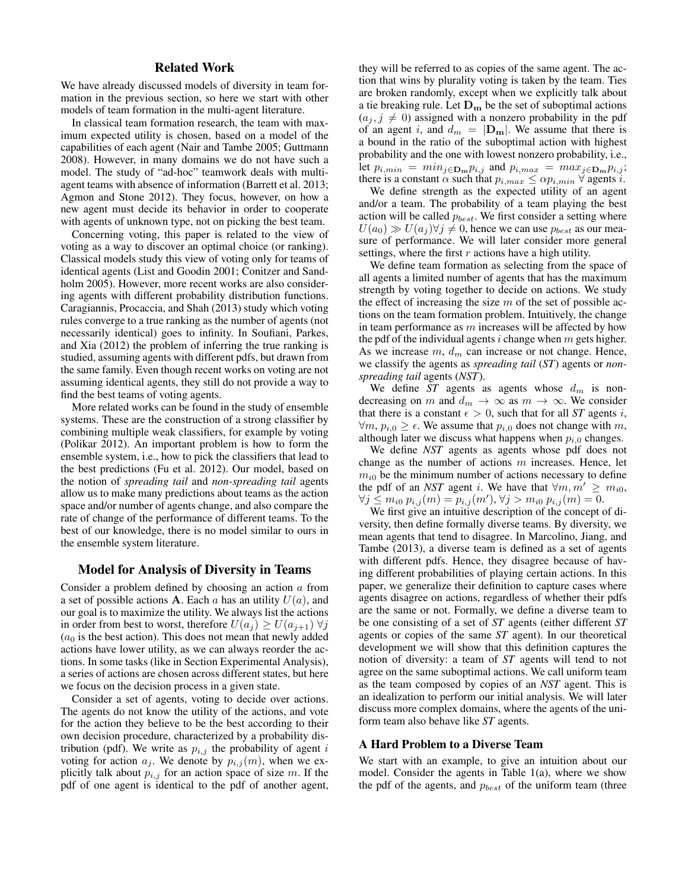## Related Work

We have already discussed models of diversity in team formation in the previous section, so here we start with other models of team formation in the multi-agent literature.

In classical team formation research, the team with maximum expected utility is chosen, based on a model of the capabilities of each agent (Nair and Tambe 2005; Guttmann 2008). However, in many domains we do not have such a model. The study of "ad-hoc" teamwork deals with multi-agent teams with absence of information (Barrett et al. 2013; Agmon and Stone 2012). They focus, however, on how a new agent must decide its behavior in order to cooperate with agents of unknown type, not on picking the best team.

Concerning voting, this paper is related to the view of voting as a way to discover an optimal choice (or ranking). Classical models study this view of voting only for teams of identical agents (List and Goodin 2001; Conitzer and Sandholm 2005). However, more recent works are also considering agents with different probability distribution functions. Caragiannis, Procaccia, and Shah (2013) study which voting rules converge to a true ranking as the number of agents (not necessarily identical) goes to infinity. In Soufiani, Parkes, and Xia (2012) the problem of inferring the true ranking is studied, assuming agents with different pdfs, but drawn from the same family. Even though recent works on voting are not assuming identical agents, they still do not provide a way to find the best teams of voting agents.

More related works can be found in the study of ensemble systems. These are the construction of a strong classifier by combining multiple weak classifiers, for example by voting (Polikar 2012). An important problem is how to form the ensemble system, i.e., how to pick the classifiers that lead to the best predictions (Fu et al. 2012). Our model, based on the notion of *spreading tail* and *non-spreading tail* agents allow us to make many predictions about teams as the action space and/or number of agents change, and also compare the rate of change of the performance of different teams. To the best of our knowledge, there is no model similar to ours in the ensemble system literature.

## Model for Analysis of Diversity in Teams

Consider a problem defined by choosing an action $a$ from a set of possible actions $\mathbf{A}$. Each $a$ has an utility $U(a)$, and our goal is to maximize the utility. We always list the actions in order from best to worst, therefore $U(a_j) \geq U(a_{j+1}) \; \forall j$ ($a_0$ is the best action). This does not mean that newly added actions have lower utility, as we can always reorder the actions. In some tasks (like in Section Experimental Analysis), a series of actions are chosen across different states, but here we focus on the decision process in a given state.

Consider a set of agents, voting to decide over actions. The agents do not know the utility of the actions, and vote for the action they believe to be the best according to their own decision procedure, characterized by a probability distribution (pdf). We write as $p_{i,j}$ the probability of agent $i$ voting for action $a_j$. We denote by $p_{i,j}(m)$, when we explicitly talk about $p_{i,j}$ for an action space of size $m$. If the pdf of one agent is identical to the pdf of another agent, they will be referred to as copies of the same agent. The action that wins by plurality voting is taken by the team. Ties are broken randomly, except when we explicitly talk about a tie breaking rule. Let $\mathbf{D_m}$ be the set of suboptimal actions ($a_j, j \neq 0$) assigned with a nonzero probability in the pdf of an agent $i$, and $d_m = |\mathbf{D_m}|$. We assume that there is a bound in the ratio of the suboptimal action with highest probability and the one with lowest nonzero probability, i.e., let $p_{i,min} = min_{j \in \mathbf{D_m}} p_{i,j}$ and $p_{i,max} = max_{j \in \mathbf{D_m}} p_{i,j}$; there is a constant $\alpha$ such that $p_{i,max} \leq \alpha p_{i,min} \; \forall$ agents $i$.

We define strength as the expected utility of an agent and/or a team. The probability of a team playing the best action will be called $p_{best}$. We first consider a setting where $U(a_0) \gg U(a_j) \forall j \neq 0$, hence we can use $p_{best}$ as our measure of performance. We will later consider more general settings, where the first $r$ actions have a high utility.

We define team formation as selecting from the space of all agents a limited number of agents that has the maximum strength by voting together to decide on actions. We study the effect of increasing the size $m$ of the set of possible actions on the team formation problem. Intuitively, the change in team performance as $m$ increases will be affected by how the pdf of the individual agents $i$ change when $m$ gets higher. As we increase $m$, $d_m$ can increase or not change. Hence, we classify the agents as *spreading tail* (*ST*) agents or *non-spreading tail* agents (*NST*).

We define *ST* agents as agents whose $d_m$ is non-decreasing on $m$ and $d_m \rightarrow \infty$ as $m \rightarrow \infty$. We consider that there is a constant $\epsilon > 0$, such that for all *ST* agents $i$, $\forall m, p_{i,0} \geq \epsilon$. We assume that $p_{i,0}$ does not change with $m$, although later we discuss what happens when $p_{i,0}$ changes.

We define *NST* agents as agents whose pdf does not change as the number of actions $m$ increases. Hence, let $m_{i0}$ be the minimum number of actions necessary to define the pdf of an *NST* agent $i$. We have that $\forall m, m' \geq m_{i0}$, $\forall j \leq m_{i0} \; p_{i,j}(m) = p_{i,j}(m'), \forall j > m_{i0} \; p_{i,j}(m) = 0$.

We first give an intuitive description of the concept of diversity, then define formally diverse teams. By diversity, we mean agents that tend to disagree. In Marcolino, Jiang, and Tambe (2013), a diverse team is defined as a set of agents with different pdfs. Hence, they disagree because of having different probabilities of playing certain actions. In this paper, we generalize their definition to capture cases where agents disagree on actions, regardless of whether their pdfs are the same or not. Formally, we define a diverse team to be one consisting of a set of *ST* agents (either different *ST* agents or copies of the same *ST* agent). In our theoretical development we will show that this definition captures the notion of diversity: a team of *ST* agents will tend to not agree on the same suboptimal actions. We call uniform team as the team composed by copies of an *NST* agent. This is an idealization to perform our initial analysis. We will later discuss more complex domains, where the agents of the uniform team also behave like *ST* agents.

### A Hard Problem to a Diverse Team

We start with an example, to give an intuition about our model. Consider the agents in Table 1(a), where we show the pdf of the agents, and $p_{best}$ of the uniform team (three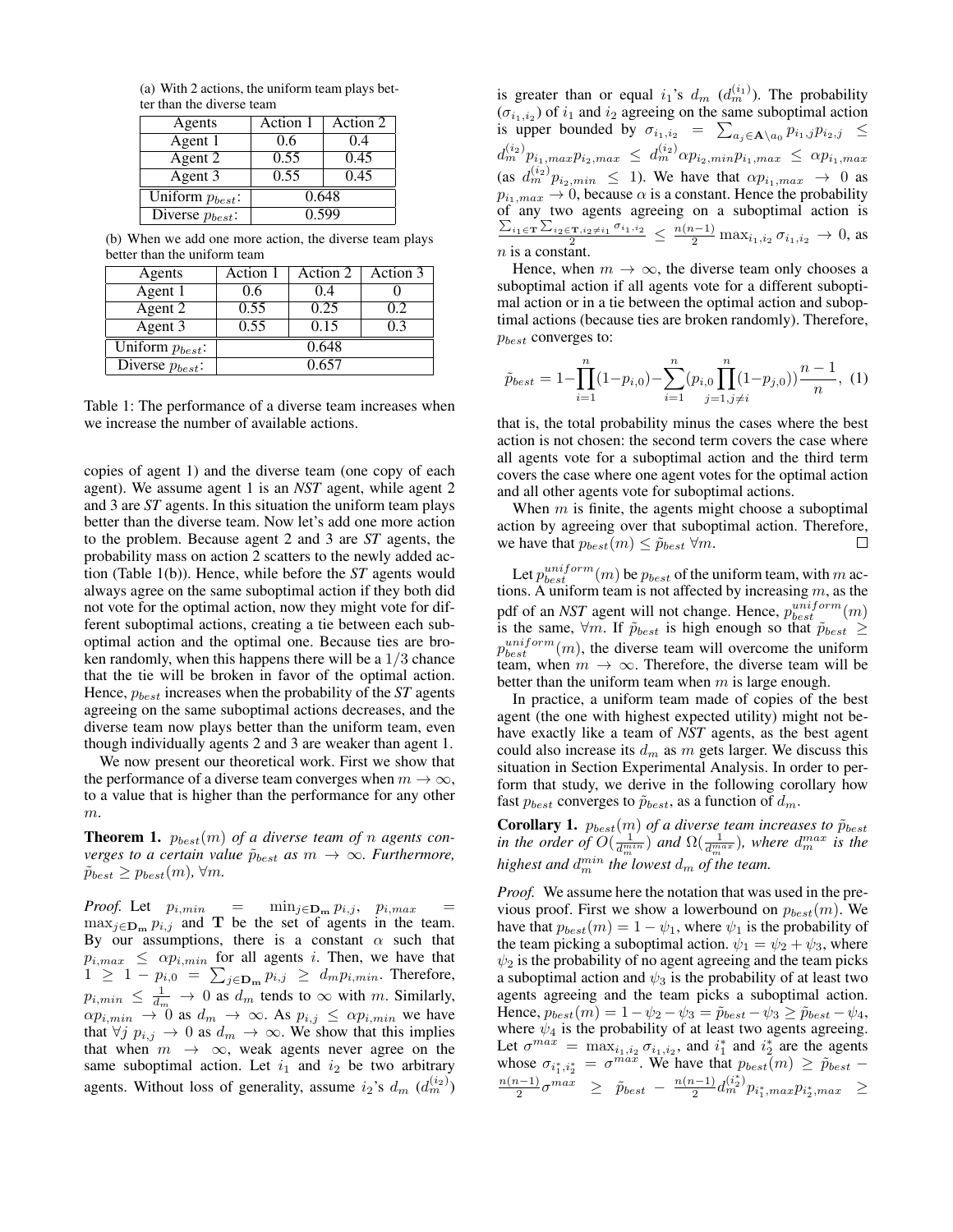(a) With 2 actions, the uniform team plays better than the diverse team

| Agents | Action 1 | Action 2 |
|---|---|---|
| Agent 1 | 0.6 | 0.4 |
| Agent 2 | 0.55 | 0.45 |
| Agent 3 | 0.55 | 0.45 |
| Uniform $p_{best}$: | 0.648 | |
| Diverse $p_{best}$: | 0.599 | |

(b) When we add one more action, the diverse team plays better than the uniform team

| Agents | Action 1 | Action 2 | Action 3 |
|---|---|---|---|
| Agent 1 | 0.6 | 0.4 | 0 |
| Agent 2 | 0.55 | 0.25 | 0.2 |
| Agent 3 | 0.55 | 0.15 | 0.3 |
| Uniform $p_{best}$: | 0.648 | | |
| Diverse $p_{best}$: | 0.657 | | |

Table 1: The performance of a diverse team increases when we increase the number of available actions.

copies of agent 1) and the diverse team (one copy of each agent). We assume agent 1 is an *NST* agent, while agent 2 and 3 are *ST* agents. In this situation the uniform team plays better than the diverse team. Now let's add one more action to the problem. Because agent 2 and 3 are *ST* agents, the probability mass on action 2 scatters to the newly added action (Table 1(b)). Hence, while before the *ST* agents would always agree on the same suboptimal action if they both did not vote for the optimal action, now they might vote for different suboptimal actions, creating a tie between each suboptimal action and the optimal one. Because ties are broken randomly, when this happens there will be a $1/3$ chance that the tie will be broken in favor of the optimal action. Hence, $p_{best}$ increases when the probability of the *ST* agents agreeing on the same suboptimal actions decreases, and the diverse team now plays better than the uniform team, even though individually agents 2 and 3 are weaker than agent 1.

We now present our theoretical work. First we show that the performance of a diverse team converges when $m \to \infty$, to a value that is higher than the performance for any other $m$.

**Theorem 1.** *$p_{best}(m)$ of a diverse team of $n$ agents converges to a certain value $\tilde{p}_{best}$ as $m \to \infty$. Furthermore, $\tilde{p}_{best} \geq p_{best}(m)$, $\forall m$.*

*Proof.* Let $p_{i,min} = \min_{j \in \mathbf{D_m}} p_{i,j}$, $p_{i,max} = \max_{j \in \mathbf{D_m}} p_{i,j}$ and $\mathbf{T}$ be the set of agents in the team. By our assumptions, there is a constant $\alpha$ such that $p_{i,max} \leq \alpha p_{i,min}$ for all agents $i$. Then, we have that $1 \geq 1 - p_{i,0} = \sum_{j \in \mathbf{D_m}} p_{i,j} \geq d_m p_{i,min}$. Therefore, $p_{i,min} \leq \frac{1}{d_m} \to 0$ as $d_m$ tends to $\infty$ with $m$. Similarly, $\alpha p_{i,min} \to 0$ as $d_m \to \infty$. As $p_{i,j} \leq \alpha p_{i,min}$ we have that $\forall j \; p_{i,j} \to 0$ as $d_m \to \infty$. We show that this implies that when $m \to \infty$, weak agents never agree on the same suboptimal action. Let $i_1$ and $i_2$ be two arbitrary agents. Without loss of generality, assume $i_2$'s $d_m$ ($d_m^{(i_2)}$) is greater than or equal $i_1$'s $d_m$ ($d_m^{(i_1)}$). The probability ($\sigma_{i_1,i_2}$) of $i_1$ and $i_2$ agreeing on the same suboptimal action is upper bounded by $\sigma_{i_1,i_2} = \sum_{a_j \in \mathbf{A} \setminus a_0} p_{i_1,j} p_{i_2,j} \leq d_m^{(i_2)} p_{i_1,max} p_{i_2,max} \leq d_m^{(i_2)} \alpha p_{i_2,min} p_{i_1,max} \leq \alpha p_{i_1,max}$ (as $d_m^{(i_2)} p_{i_2,min} \leq 1$). We have that $\alpha p_{i_1,max} \to 0$ as $p_{i_1,max} \to 0$, because $\alpha$ is a constant. Hence the probability of any two agents agreeing on a suboptimal action is $\frac{\sum_{i_1 \in \mathbf{T}} \sum_{i_2 \in \mathbf{T}, i_2 \neq i_1} \sigma_{i_1,i_2}}{2} \leq \frac{n(n-1)}{2} \max_{i_1,i_2} \sigma_{i_1,i_2} \to 0$, as $n$ is a constant.

Hence, when $m \to \infty$, the diverse team only chooses a suboptimal action if all agents vote for a different suboptimal action or in a tie between the optimal action and suboptimal actions (because ties are broken randomly). Therefore, $p_{best}$ converges to:

$$\tilde{p}_{best} = 1 - \prod_{i=1}^{n}(1-p_{i,0}) - \sum_{i=1}^{n}\left(p_{i,0}\prod_{j=1, j\neq i}^{n}(1-p_{j,0})\right)\frac{n-1}{n}, \quad (1)$$

that is, the total probability minus the cases where the best action is not chosen: the second term covers the case where all agents vote for a suboptimal action and the third term covers the case where one agent votes for the optimal action and all other agents vote for suboptimal actions.

When $m$ is finite, the agents might choose a suboptimal action by agreeing over that suboptimal action. Therefore, we have that $p_{best}(m) \leq \tilde{p}_{best} \; \forall m$. ∎

Let $p_{best}^{uniform}(m)$ be $p_{best}$ of the uniform team, with $m$ actions. A uniform team is not affected by increasing $m$, as the pdf of an *NST* agent will not change. Hence, $p_{best}^{uniform}(m)$ is the same, $\forall m$. If $\tilde{p}_{best}$ is high enough so that $\tilde{p}_{best} \geq p_{best}^{uniform}(m)$, the diverse team will overcome the uniform team, when $m \to \infty$. Therefore, the diverse team will be better than the uniform team when $m$ is large enough.

In practice, a uniform team made of copies of the best agent (the one with highest expected utility) might not behave exactly like a team of *NST* agents, as the best agent could also increase its $d_m$ as $m$ gets larger. We discuss this situation in Section Experimental Analysis. In order to perform that study, we derive in the following corollary how fast $p_{best}$ converges to $\tilde{p}_{best}$, as a function of $d_m$.

**Corollary 1.** *$p_{best}(m)$ of a diverse team increases to $\tilde{p}_{best}$ in the order of $O(\frac{1}{d_m^{min}})$ and $\Omega(\frac{1}{d_m^{max}})$, where $d_m^{max}$ is the highest and $d_m^{min}$ the lowest $d_m$ of the team.*

*Proof.* We assume here the notation that was used in the previous proof. First we show a lowerbound on $p_{best}(m)$. We have that $p_{best}(m) = 1 - \psi_1$, where $\psi_1$ is the probability of the team picking a suboptimal action. $\psi_1 = \psi_2 + \psi_3$, where $\psi_2$ is the probability of no agent agreeing and the team picks a suboptimal action and $\psi_3$ is the probability of at least two agents agreeing and the team picks a suboptimal action. Hence, $p_{best}(m) = 1 - \psi_2 - \psi_3 = \tilde{p}_{best} - \psi_3 \geq \tilde{p}_{best} - \psi_4$, where $\psi_4$ is the probability of at least two agents agreeing. Let $\sigma^{max} = \max_{i_1,i_2} \sigma_{i_1,i_2}$, and $i_1^*$ and $i_2^*$ be the agents whose $\sigma_{i_1^*,i_2^*} = \sigma^{max}$. We have that $p_{best}(m) \geq \tilde{p}_{best} - \frac{n(n-1)}{2}\sigma^{max} \geq \tilde{p}_{best} - \frac{n(n-1)}{2} d_m^{(i_2^*)} p_{i_1^*,max} p_{i_2^*,max} \geq$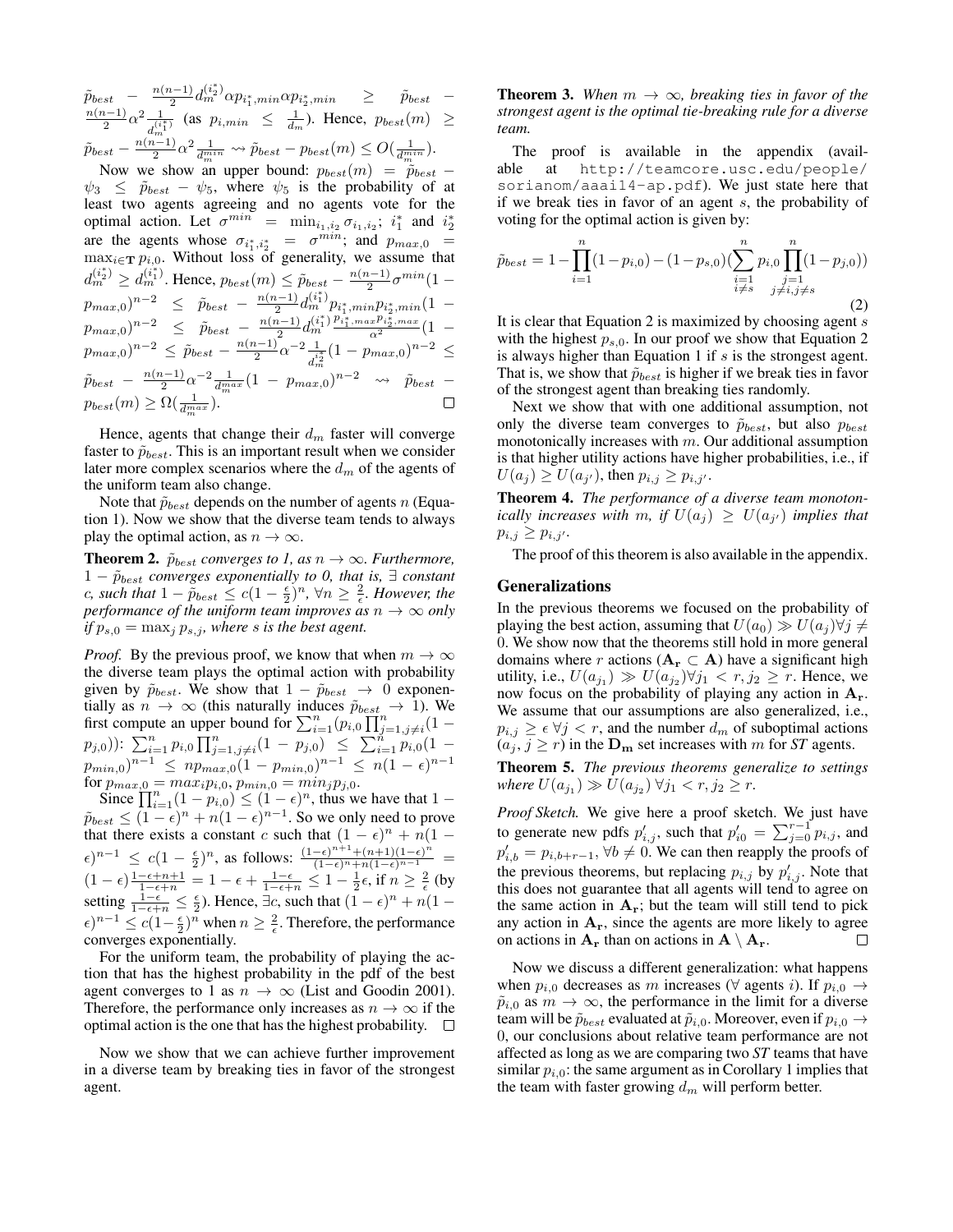$\tilde{p}_{best} - \frac{n(n-1)}{2} d_m^{(i_2^*)} \alpha p_{i_1^*,min} \alpha p_{i_2^*,min} \geq \tilde{p}_{best} - \frac{n(n-1)}{2} \alpha^2 \frac{1}{d_m^{(i_1^*)}}$ (as $p_{i,min} \leq \frac{1}{d_m}$). Hence, $p_{best}(m) \geq \tilde{p}_{best} - \frac{n(n-1)}{2} \alpha^2 \frac{1}{d_m^{min}} \rightsquigarrow \tilde{p}_{best} - p_{best}(m) \leq O(\frac{1}{d_m^{min}})$.

Now we show an upper bound: $p_{best}(m) = \tilde{p}_{best} - \psi_3 \leq \tilde{p}_{best} - \psi_5$, where $\psi_5$ is the probability of at least two agents agreeing and no agents vote for the optimal action. Let $\sigma^{min} = \min_{i_1,i_2} \sigma_{i_1,i_2}$; $i_1^*$ and $i_2^*$ are the agents whose $\sigma_{i_1^*,i_2^*} = \sigma^{min}$; and $p_{max,0} = \max_{i \in \mathbf{T}} p_{i,0}$. Without loss of generality, we assume that $d_m^{(i_2^*)} \geq d_m^{(i_1^*)}$. Hence, $p_{best}(m) \leq \tilde{p}_{best} - \frac{n(n-1)}{2} \sigma^{min} (1 - p_{max,0})^{n-2} \leq \tilde{p}_{best} - \frac{n(n-1)}{2} d_m^{(i_1^*)} p_{i_1^*,min} p_{i_2^*,min} (1 - p_{max,0})^{n-2} \leq \tilde{p}_{best} - \frac{n(n-1)}{2} d_m^{(i_1^*)} \frac{p_{i_1^*,max} p_{i_2^*,max}}{\alpha^2} (1 - p_{max,0})^{n-2} \leq \tilde{p}_{best} - \frac{n(n-1)}{2} \alpha^{-2} \frac{1}{d_m^{i_2^*}} (1 - p_{max,0})^{n-2} \leq \tilde{p}_{best} - \frac{n(n-1)}{2} \alpha^{-2} \frac{1}{d_m^{max}} (1 - p_{max,0})^{n-2} \rightsquigarrow \tilde{p}_{best} - p_{best}(m) \geq \Omega(\frac{1}{d_m^{max}})$. □

Hence, agents that change their $d_m$ faster will converge faster to $\tilde{p}_{best}$. This is an important result when we consider later more complex scenarios where the $d_m$ of the agents of the uniform team also change.

Note that $\tilde{p}_{best}$ depends on the number of agents $n$ (Equation 1). Now we show that the diverse team tends to always play the optimal action, as $n \to \infty$.

**Theorem 2.** *$\tilde{p}_{best}$ converges to 1, as $n \to \infty$. Furthermore, $1 - \tilde{p}_{best}$ converges exponentially to 0, that is, $\exists$ constant $c$, such that $1 - \tilde{p}_{best} \leq c(1 - \frac{\epsilon}{2})^n$, $\forall n \geq \frac{2}{\epsilon}$. However, the performance of the uniform team improves as $n \to \infty$ only if $p_{s,0} = \max_j p_{s,j}$, where $s$ is the best agent.*

*Proof.* By the previous proof, we know that when $m \to \infty$ the diverse team plays the optimal action with probability given by $\tilde{p}_{best}$. We show that $1 - \tilde{p}_{best} \to 0$ exponentially as $n \to \infty$ (this naturally induces $\tilde{p}_{best} \to 1$). We first compute an upper bound for $\sum_{i=1}^{n}(p_{i,0} \prod_{j=1, j \neq i}^{n}(1 - p_{j,0}))$: $\sum_{i=1}^{n} p_{i,0} \prod_{j=1,j\neq i}^{n}(1 - p_{j,0}) \leq \sum_{i=1}^{n} p_{i,0}(1 - p_{min,0})^{n-1} \leq np_{max,0}(1 - p_{min,0})^{n-1} \leq n(1 - \epsilon)^{n-1}$ for $p_{max,0} = max_i p_{i,0}$, $p_{min,0} = min_j p_{j,0}$.

Since $\prod_{i=1}^{n}(1 - p_{i,0}) \leq (1 - \epsilon)^n$, thus we have that $1 - \tilde{p}_{best} \leq (1 - \epsilon)^n + n(1 - \epsilon)^{n-1}$. So we only need to prove that there exists a constant $c$ such that $(1 - \epsilon)^n + n(1 - \epsilon)^{n-1} \leq c(1 - \frac{\epsilon}{2})^n$, as follows: $\frac{(1-\epsilon)^{n+1} + (n+1)(1-\epsilon)^n}{(1-\epsilon)^n + n(1-\epsilon)^{n-1}} = (1 - \epsilon)\frac{1-\epsilon+n+1}{1-\epsilon+n} = 1 - \epsilon + \frac{1-\epsilon}{1-\epsilon+n} \leq 1 - \frac{1}{2}\epsilon$, if $n \geq \frac{2}{\epsilon}$ (by setting $\frac{1-\epsilon}{1-\epsilon+n} \leq \frac{\epsilon}{2}$). Hence, $\exists c$, such that $(1 - \epsilon)^n + n(1 - \epsilon)^{n-1} \leq c(1 - \frac{\epsilon}{2})^n$ when $n \geq \frac{2}{\epsilon}$. Therefore, the performance converges exponentially.

For the uniform team, the probability of playing the action that has the highest probability in the pdf of the best agent converges to 1 as $n \to \infty$ (List and Goodin 2001). Therefore, the performance only increases as $n \to \infty$ if the optimal action is the one that has the highest probability. □

Now we show that we can achieve further improvement in a diverse team by breaking ties in favor of the strongest agent.

**Theorem 3.** *When $m \to \infty$, breaking ties in favor of the strongest agent is the optimal tie-breaking rule for a diverse team.*

The proof is available in the appendix (available at http://teamcore.usc.edu/people/sorianom/aaai14-ap.pdf). We just state here that if we break ties in favor of an agent $s$, the probability of voting for the optimal action is given by:

$$\tilde{p}_{best} = 1 - \prod_{i=1}^{n}(1 - p_{i,0}) - (1 - p_{s,0})(\sum_{\substack{i=1 \\ i \neq s}}^{n} p_{i,0} \prod_{\substack{j=1 \\ j \neq i, j \neq s}}^{n}(1 - p_{j,0})) \tag{2}$$

It is clear that Equation 2 is maximized by choosing agent $s$ with the highest $p_{s,0}$. In our proof we show that Equation 2 is always higher than Equation 1 if $s$ is the strongest agent. That is, we show that $\tilde{p}_{best}$ is higher if we break ties in favor of the strongest agent than breaking ties randomly.

Next we show that with one additional assumption, not only the diverse team converges to $\tilde{p}_{best}$, but also $p_{best}$ monotonically increases with $m$. Our additional assumption is that higher utility actions have higher probabilities, i.e., if $U(a_j) \geq U(a_{j'})$, then $p_{i,j} \geq p_{i,j'}$.

**Theorem 4.** *The performance of a diverse team monotonically increases with $m$, if $U(a_j) \geq U(a_{j'})$ implies that $p_{i,j} \geq p_{i,j'}$.*

The proof of this theorem is also available in the appendix.

## Generalizations

In the previous theorems we focused on the probability of playing the best action, assuming that $U(a_0) \gg U(a_j) \forall j \neq 0$. We show now that the theorems still hold in more general domains where $r$ actions ($\mathbf{A_r} \subset \mathbf{A}$) have a significant high utility, i.e., $U(a_{j_1}) \gg U(a_{j_2}) \forall j_1 < r, j_2 \geq r$. Hence, we now focus on the probability of playing any action in $\mathbf{A_r}$. We assume that our assumptions are also generalized, i.e., $p_{i,j} \geq \epsilon \ \forall j < r$, and the number $d_m$ of suboptimal actions $(a_j, j \geq r)$ in the $\mathbf{D_m}$ set increases with $m$ for *ST* agents.

**Theorem 5.** *The previous theorems generalize to settings where $U(a_{j_1}) \gg U(a_{j_2}) \ \forall j_1 < r, j_2 \geq r$.*

*Proof Sketch.* We give here a proof sketch. We just have to generate new pdfs $p'_{i,j}$, such that $p'_{i0} = \sum_{j=0}^{r-1} p_{i,j}$, and $p'_{i,b} = p_{i,b+r-1}, \forall b \neq 0$. We can then reapply the proofs of the previous theorems, but replacing $p_{i,j}$ by $p'_{i,j}$. Note that this does not guarantee that all agents will tend to agree on the same action in $\mathbf{A_r}$; but the team will still tend to pick any action in $\mathbf{A_r}$, since the agents are more likely to agree on actions in $\mathbf{A_r}$ than on actions in $\mathbf{A} \setminus \mathbf{A_r}$. □

Now we discuss a different generalization: what happens when $p_{i,0}$ decreases as $m$ increases ($\forall$ agents $i$). If $p_{i,0} \to \tilde{p}_{i,0}$ as $m \to \infty$, the performance in the limit for a diverse team will be $\tilde{p}_{best}$ evaluated at $\tilde{p}_{i,0}$. Moreover, even if $p_{i,0} \to 0$, our conclusions about relative team performance are not affected as long as we are comparing two *ST* teams that have similar $p_{i,0}$: the same argument as in Corollary 1 implies that the team with faster growing $d_m$ will perform better.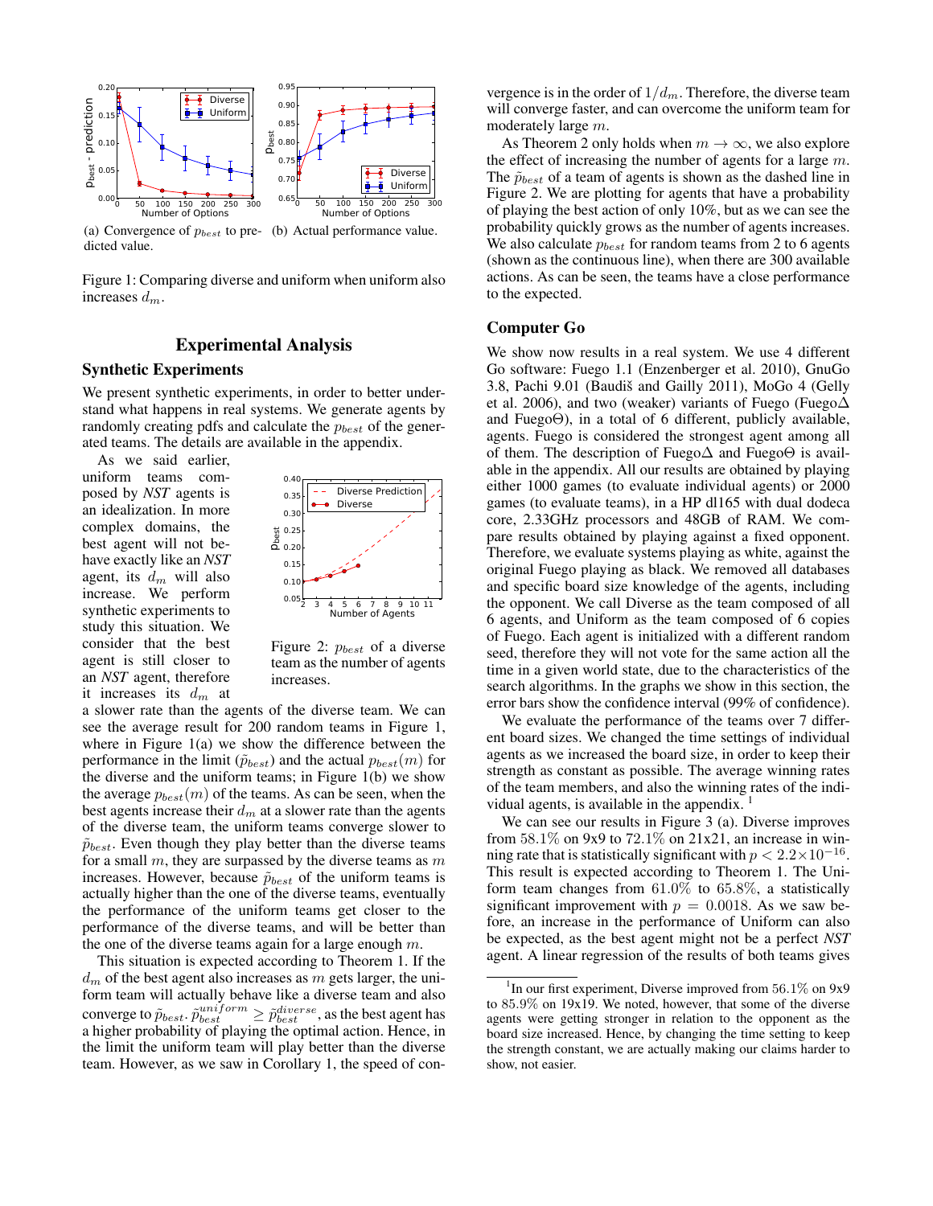(a) Convergence of $p_{best}$ to predicted value.

(b) Actual performance value.

Figure 1: Comparing diverse and uniform when uniform also increases $d_m$.

## Experimental Analysis

### Synthetic Experiments

We present synthetic experiments, in order to better understand what happens in real systems. We generate agents by randomly creating pdfs and calculate the $p_{best}$ of the generated teams. The details are available in the appendix.

As we said earlier, uniform teams composed by *NST* agents is an idealization. In more complex domains, the best agent will not behave exactly like an *NST* agent, its $d_m$ will also increase. We perform synthetic experiments to study this situation. We consider that the best agent is still closer to an *NST* agent, therefore it increases its $d_m$ at a slower rate than the agents of the diverse team. We can see the average result for 200 random teams in Figure 1, where in Figure 1(a) we show the difference between the performance in the limit ($\tilde{p}_{best}$) and the actual $p_{best}(m)$ for the diverse and the uniform teams; in Figure 1(b) we show the average $p_{best}(m)$ of the teams. As can be seen, when the best agents increase their $d_m$ at a slower rate than the agents of the diverse team, the uniform teams converge slower to $\tilde{p}_{best}$. Even though they play better than the diverse teams for a small $m$, they are surpassed by the diverse teams as $m$ increases. However, because $\tilde{p}_{best}$ of the uniform teams is actually higher than the one of the diverse teams, eventually the performance of the uniform teams get closer to the performance of the diverse teams, and will be better than the one of the diverse teams again for a large enough $m$.

Figure 2: $p_{best}$ of a diverse team as the number of agents increases.

This situation is expected according to Theorem 1. If the $d_m$ of the best agent also increases as $m$ gets larger, the uniform team will actually behave like a diverse team and also converge to $\tilde{p}_{best}$. $\tilde{p}^{uniform}_{best} \geq \tilde{p}^{diverse}_{best}$, as the best agent has a higher probability of playing the optimal action. Hence, in the limit the uniform team will play better than the diverse team. However, as we saw in Corollary 1, the speed of convergence is in the order of $1/d_m$. Therefore, the diverse team will converge faster, and can overcome the uniform team for moderately large $m$.

As Theorem 2 only holds when $m \to \infty$, we also explore the effect of increasing the number of agents for a large $m$. The $\tilde{p}_{best}$ of a team of agents is shown as the dashed line in Figure 2. We are plotting for agents that have a probability of playing the best action of only 10%, but as we can see the probability quickly grows as the number of agents increases. We also calculate $p_{best}$ for random teams from 2 to 6 agents (shown as the continuous line), when there are 300 available actions. As can be seen, the teams have a close performance to the expected.

### Computer Go

We show now results in a real system. We use 4 different Go software: Fuego 1.1 (Enzenberger et al. 2010), GnuGo 3.8, Pachi 9.01 (Baudiš and Gailly 2011), MoGo 4 (Gelly et al. 2006), and two (weaker) variants of Fuego (Fuego$\Delta$ and Fuego$\Theta$), in a total of 6 different, publicly available, agents. Fuego is considered the strongest agent among all of them. The description of Fuego$\Delta$ and Fuego$\Theta$ is available in the appendix. All our results are obtained by playing either 1000 games (to evaluate individual agents) or 2000 games (to evaluate teams), in a HP dl165 with dual dodeca core, 2.33GHz processors and 48GB of RAM. We compare results obtained by playing against a fixed opponent. Therefore, we evaluate systems playing as white, against the original Fuego playing as black. We removed all databases and specific board size knowledge of the agents, including the opponent. We call Diverse as the team composed of all 6 agents, and Uniform as the team composed of 6 copies of Fuego. Each agent is initialized with a different random seed, therefore they will not vote for the same action all the time in a given world state, due to the characteristics of the search algorithms. In the graphs we show in this section, the error bars show the confidence interval (99% of confidence).

We evaluate the performance of the teams over 7 different board sizes. We changed the time settings of individual agents as we increased the board size, in order to keep their strength as constant as possible. The average winning rates of the team members, and also the winning rates of the individual agents, is available in the appendix. [1]

We can see our results in Figure 3 (a). Diverse improves from 58.1% on 9x9 to 72.1% on 21x21, an increase in winning rate that is statistically significant with $p < 2.2 \times 10^{-16}$. This result is expected according to Theorem 1. The Uniform team changes from 61.0% to 65.8%, a statistically significant improvement with $p = 0.0018$. As we saw before, an increase in the performance of Uniform can also be expected, as the best agent might not be a perfect *NST* agent. A linear regression of the results of both teams gives

[1] In our first experiment, Diverse improved from 56.1% on 9x9 to 85.9% on 19x19. We noted, however, that some of the diverse agents were getting stronger in relation to the opponent as the board size increased. Hence, by changing the time setting to keep the strength constant, we are actually making our claims harder to show, not easier.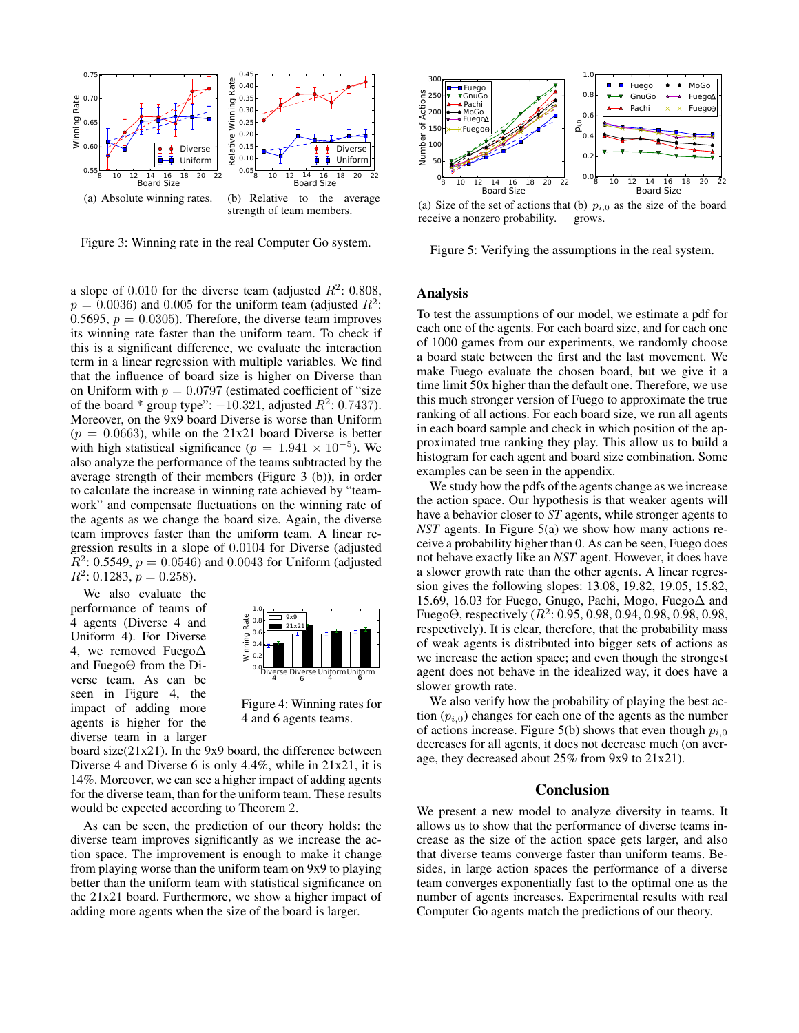(a) Absolute winning rates.

(b) Relative to the average strength of team members.

Figure 3: Winning rate in the real Computer Go system.

a slope of 0.010 for the diverse team (adjusted $R^2$: 0.808, $p = 0.0036$) and 0.005 for the uniform team (adjusted $R^2$: 0.5695, $p = 0.0305$). Therefore, the diverse team improves its winning rate faster than the uniform team. To check if this is a significant difference, we evaluate the interaction term in a linear regression with multiple variables. We find that the influence of board size is higher on Diverse than on Uniform with $p = 0.0797$ (estimated coefficient of "size of the board * group type": $-10.321$, adjusted $R^2$: 0.7437). Moreover, on the 9x9 board Diverse is worse than Uniform ($p = 0.0663$), while on the 21x21 board Diverse is better with high statistical significance ($p = 1.941 \times 10^{-5}$). We also analyze the performance of the teams subtracted by the average strength of their members (Figure 3 (b)), in order to calculate the increase in winning rate achieved by "teamwork" and compensate fluctuations on the winning rate of the agents as we change the board size. Again, the diverse team improves faster than the uniform team. A linear regression results in a slope of 0.0104 for Diverse (adjusted $R^2$: 0.5549, $p = 0.0546$) and 0.0043 for Uniform (adjusted $R^2$: 0.1283, $p = 0.258$).

We also evaluate the performance of teams of 4 agents (Diverse 4 and Uniform 4). For Diverse 4, we removed Fuego$\Delta$ and Fuego$\Theta$ from the Diverse team. As can be seen in Figure 4, the impact of adding more agents is higher for the diverse team in a larger board size(21x21). In the 9x9 board, the difference between Diverse 4 and Diverse 6 is only 4.4%, while in 21x21, it is 14%. Moreover, we can see a higher impact of adding agents for the diverse team, than for the uniform team. These results would be expected according to Theorem 2.

Figure 4: Winning rates for 4 and 6 agents teams.

As can be seen, the prediction of our theory holds: the diverse team improves significantly as we increase the action space. The improvement is enough to make it change from playing worse than the uniform team on 9x9 to playing better than the uniform team with statistical significance on the 21x21 board. Furthermore, we show a higher impact of adding more agents when the size of the board is larger.

(a) Size of the set of actions that receive a nonzero probability.

(b) $p_{i,0}$ as the size of the board grows.

Figure 5: Verifying the assumptions in the real system.

## Analysis

To test the assumptions of our model, we estimate a pdf for each one of the agents. For each board size, and for each one of 1000 games from our experiments, we randomly choose a board state between the first and the last movement. We make Fuego evaluate the chosen board, but we give it a time limit 50x higher than the default one. Therefore, we use this much stronger version of Fuego to approximate the true ranking of all actions. For each board size, we run all agents in each board sample and check in which position of the approximated true ranking they play. This allow us to build a histogram for each agent and board size combination. Some examples can be seen in the appendix.

We study how the pdfs of the agents change as we increase the action space. Our hypothesis is that weaker agents will have a behavior closer to *ST* agents, while stronger agents to *NST* agents. In Figure 5(a) we show how many actions receive a probability higher than 0. As can be seen, Fuego does not behave exactly like an *NST* agent. However, it does have a slower growth rate than the other agents. A linear regression gives the following slopes: 13.08, 19.82, 19.05, 15.82, 15.69, 16.03 for Fuego, Gnugo, Pachi, Mogo, Fuego$\Delta$ and Fuego$\Theta$, respectively ($R^2$: 0.95, 0.98, 0.94, 0.98, 0.98, 0.98, respectively). It is clear, therefore, that the probability mass of weak agents is distributed into bigger sets of actions as we increase the action space; and even though the strongest agent does not behave in the idealized way, it does have a slower growth rate.

We also verify how the probability of playing the best action ($p_{i,0}$) changes for each one of the agents as the number of actions increase. Figure 5(b) shows that even though $p_{i,0}$ decreases for all agents, it does not decrease much (on average, they decreased about 25% from 9x9 to 21x21).

## Conclusion

We present a new model to analyze diversity in teams. It allows us to show that the performance of diverse teams increase as the size of the action space gets larger, and also that diverse teams converge faster than uniform teams. Besides, in large action spaces the performance of a diverse team converges exponentially fast to the optimal one as the number of agents increases. Experimental results with real Computer Go agents match the predictions of our theory.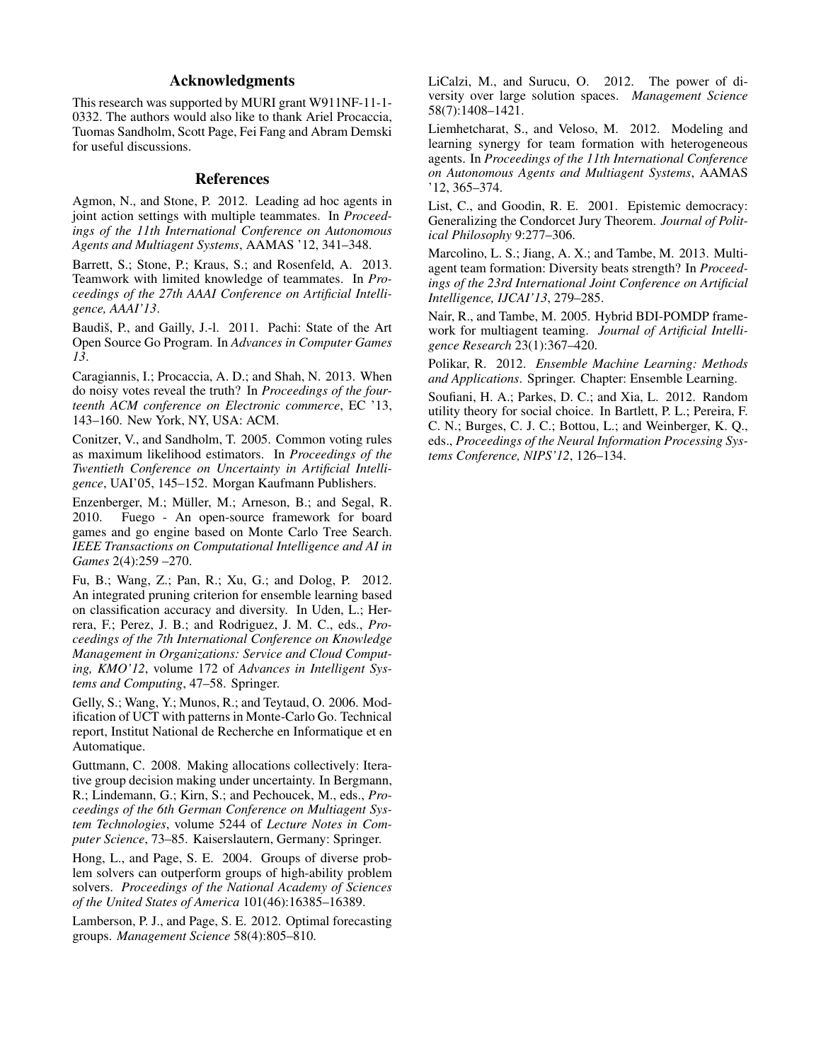## Acknowledgments

This research was supported by MURI grant W911NF-11-1-0332. The authors would also like to thank Ariel Procaccia, Tuomas Sandholm, Scott Page, Fei Fang and Abram Demski for useful discussions.

## References

Agmon, N., and Stone, P. 2012. Leading ad hoc agents in joint action settings with multiple teammates. In *Proceedings of the 11th International Conference on Autonomous Agents and Multiagent Systems*, AAMAS '12, 341–348.

Barrett, S.; Stone, P.; Kraus, S.; and Rosenfeld, A. 2013. Teamwork with limited knowledge of teammates. In *Proceedings of the 27th AAAI Conference on Artificial Intelligence, AAAI'13*.

Baudiš, P., and Gailly, J.-l. 2011. Pachi: State of the Art Open Source Go Program. In *Advances in Computer Games 13*.

Caragiannis, I.; Procaccia, A. D.; and Shah, N. 2013. When do noisy votes reveal the truth? In *Proceedings of the fourteenth ACM conference on Electronic commerce*, EC '13, 143–160. New York, NY, USA: ACM.

Conitzer, V., and Sandholm, T. 2005. Common voting rules as maximum likelihood estimators. In *Proceedings of the Twentieth Conference on Uncertainty in Artificial Intelligence*, UAI'05, 145–152. Morgan Kaufmann Publishers.

Enzenberger, M.; Müller, M.; Arneson, B.; and Segal, R. 2010. Fuego - An open-source framework for board games and go engine based on Monte Carlo Tree Search. *IEEE Transactions on Computational Intelligence and AI in Games* 2(4):259 –270.

Fu, B.; Wang, Z.; Pan, R.; Xu, G.; and Dolog, P. 2012. An integrated pruning criterion for ensemble learning based on classification accuracy and diversity. In Uden, L.; Herrera, F.; Perez, J. B.; and Rodriguez, J. M. C., eds., *Proceedings of the 7th International Conference on Knowledge Management in Organizations: Service and Cloud Computing, KMO'12*, volume 172 of *Advances in Intelligent Systems and Computing*, 47–58. Springer.

Gelly, S.; Wang, Y.; Munos, R.; and Teytaud, O. 2006. Modification of UCT with patterns in Monte-Carlo Go. Technical report, Institut National de Recherche en Informatique et en Automatique.

Guttmann, C. 2008. Making allocations collectively: Iterative group decision making under uncertainty. In Bergmann, R.; Lindemann, G.; Kirn, S.; and Pechoucek, M., eds., *Proceedings of the 6th German Conference on Multiagent System Technologies*, volume 5244 of *Lecture Notes in Computer Science*, 73–85. Kaiserslautern, Germany: Springer.

Hong, L., and Page, S. E. 2004. Groups of diverse problem solvers can outperform groups of high-ability problem solvers. *Proceedings of the National Academy of Sciences of the United States of America* 101(46):16385–16389.

Lamberson, P. J., and Page, S. E. 2012. Optimal forecasting groups. *Management Science* 58(4):805–810.

LiCalzi, M., and Surucu, O. 2012. The power of diversity over large solution spaces. *Management Science* 58(7):1408–1421.

Liemhetcharat, S., and Veloso, M. 2012. Modeling and learning synergy for team formation with heterogeneous agents. In *Proceedings of the 11th International Conference on Autonomous Agents and Multiagent Systems*, AAMAS '12, 365–374.

List, C., and Goodin, R. E. 2001. Epistemic democracy: Generalizing the Condorcet Jury Theorem. *Journal of Political Philosophy* 9:277–306.

Marcolino, L. S.; Jiang, A. X.; and Tambe, M. 2013. Multi-agent team formation: Diversity beats strength? In *Proceedings of the 23rd International Joint Conference on Artificial Intelligence, IJCAI'13*, 279–285.

Nair, R., and Tambe, M. 2005. Hybrid BDI-POMDP framework for multiagent teaming. *Journal of Artificial Intelligence Research* 23(1):367–420.

Polikar, R. 2012. *Ensemble Machine Learning: Methods and Applications*. Springer. Chapter: Ensemble Learning.

Soufiani, H. A.; Parkes, D. C.; and Xia, L. 2012. Random utility theory for social choice. In Bartlett, P. L.; Pereira, F. C. N.; Burges, C. J. C.; Bottou, L.; and Weinberger, K. Q., eds., *Proceedings of the Neural Information Processing Systems Conference, NIPS'12*, 126–134.